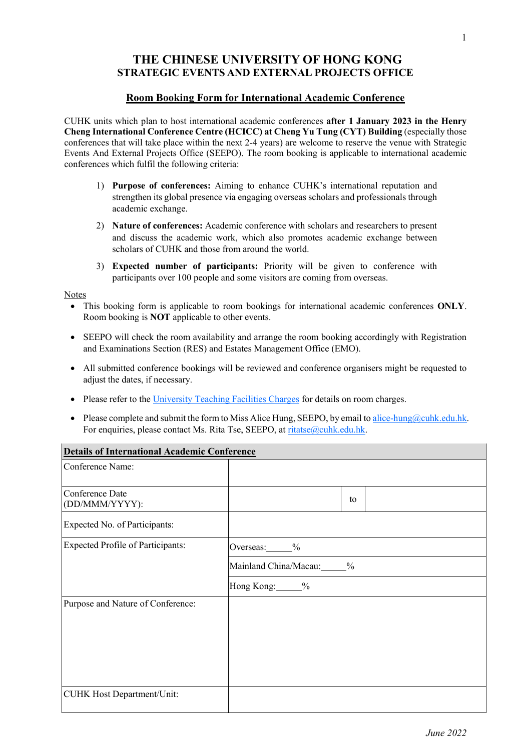# THE CHINESE UNIVERSITY OF HONG KONG
## STRATEGIC EVENTS AND EXTERNAL PROJECTS OFFICE

### Room Booking Form for International Academic Conference

CUHK units which plan to host international academic conferences **after 1 January 2023 in the Henry Cheng International Conference Centre (HCICC) at Cheng Yu Tung (CYT) Building** (especially those conferences that will take place within the next 2-4 years) are welcome to reserve the venue with Strategic Events And External Projects Office (SEEPO). The room booking is applicable to international academic conferences which fulfil the following criteria:

1) **Purpose of conferences:** Aiming to enhance CUHK's international reputation and strengthen its global presence via engaging overseas scholars and professionals through academic exchange.
2) **Nature of conferences:** Academic conference with scholars and researchers to present and discuss the academic work, which also promotes academic exchange between scholars of CUHK and those from around the world.
3) **Expected number of participants:** Priority will be given to conference with participants over 100 people and some visitors are coming from overseas.

Notes

- This booking form is applicable to room bookings for international academic conferences **ONLY**. Room booking is **NOT** applicable to other events.
- SEEPO will check the room availability and arrange the room booking accordingly with Registration and Examinations Section (RES) and Estates Management Office (EMO).
- All submitted conference bookings will be reviewed and conference organisers might be requested to adjust the dates, if necessary.
- Please refer to the University Teaching Facilities Charges for details on room charges.
- Please complete and submit the form to Miss Alice Hung, SEEPO, by email to alice-hung@cuhk.edu.hk. For enquiries, please contact Ms. Rita Tse, SEEPO, at ritatse@cuhk.edu.hk.

| **Details of International Academic Conference** | | | |
|---|---|---|---|
| Conference Name: | | | |
| Conference Date (DD/MMM/YYYY): | | to | |
| Expected No. of Participants: | | | |
| Expected Profile of Participants: | Overseas:_____% | | |
| | Mainland China/Macau:_____% | | |
| | Hong Kong:_____% | | |
| Purpose and Nature of Conference: | | | |
| CUHK Host Department/Unit: | | | |

*June 2022*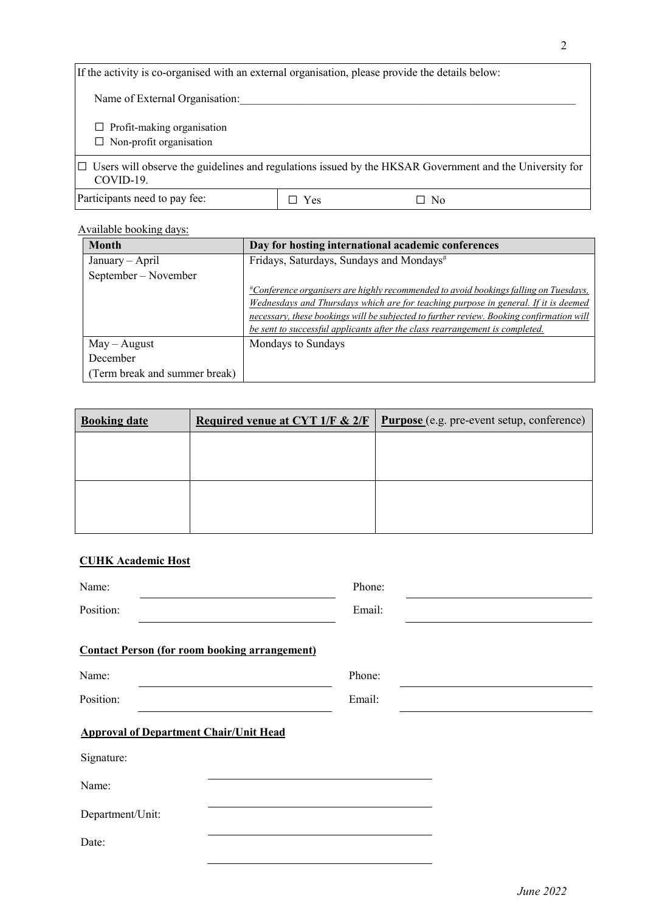If the activity is co-organised with an external organisation, please provide the details below:

Name of External Organisation:\_\_\_\_\_\_\_\_\_\_\_\_\_\_\_\_\_\_\_\_\_\_\_\_\_\_\_\_\_\_\_\_\_\_\_\_\_\_\_\_\_\_\_\_\_\_\_\_\_\_\_\_\_\_\_\_\_\_\_\_

☐ Profit-making organisation
☐ Non-profit organisation

☐ Users will observe the guidelines and regulations issued by the HKSAR Government and the University for COVID-19.

| Participants need to pay fee: | ☐ Yes | ☐ No |
|---|---|---|

Available booking days:

| Month | Day for hosting international academic conferences |
|---|---|
| January – April<br>September – November | Fridays, Saturdays, Sundays and Mondays#<br><br>*#Conference organisers are highly recommended to avoid bookings falling on Tuesdays, Wednesdays and Thursdays which are for teaching purpose in general. If it is deemed necessary, these bookings will be subjected to further review. Booking confirmation will be sent to successful applicants after the class rearrangement is completed.* |
| May – August<br>December<br>(Term break and summer break) | Mondays to Sundays |

| **Booking date** | **Required venue at CYT 1/F & 2/F** | **Purpose** (e.g. pre-event setup, conference) |
|---|---|---|
| | | |
| | | |

**CUHK Academic Host**

Name: \_\_\_\_\_\_\_\_\_\_\_\_\_\_\_\_\_\_\_\_\_\_\_\_ Phone: \_\_\_\_\_\_\_\_\_\_\_\_\_\_\_\_\_\_\_\_\_\_\_\_

Position: \_\_\_\_\_\_\_\_\_\_\_\_\_\_\_\_\_\_\_\_\_\_\_\_ Email: \_\_\_\_\_\_\_\_\_\_\_\_\_\_\_\_\_\_\_\_\_\_\_\_

**Contact Person (for room booking arrangement)**

Name: \_\_\_\_\_\_\_\_\_\_\_\_\_\_\_\_\_\_\_\_\_\_\_\_ Phone: \_\_\_\_\_\_\_\_\_\_\_\_\_\_\_\_\_\_\_\_\_\_\_\_

Position: \_\_\_\_\_\_\_\_\_\_\_\_\_\_\_\_\_\_\_\_\_\_\_\_ Email: \_\_\_\_\_\_\_\_\_\_\_\_\_\_\_\_\_\_\_\_\_\_\_\_

**Approval of Department Chair/Unit Head**

Signature: \_\_\_\_\_\_\_\_\_\_\_\_\_\_\_\_\_\_\_\_\_\_\_\_

Name: \_\_\_\_\_\_\_\_\_\_\_\_\_\_\_\_\_\_\_\_\_\_\_\_

Department/Unit: \_\_\_\_\_\_\_\_\_\_\_\_\_\_\_\_\_\_\_\_\_\_\_\_

Date: \_\_\_\_\_\_\_\_\_\_\_\_\_\_\_\_\_\_\_\_\_\_\_\_

*June 2022*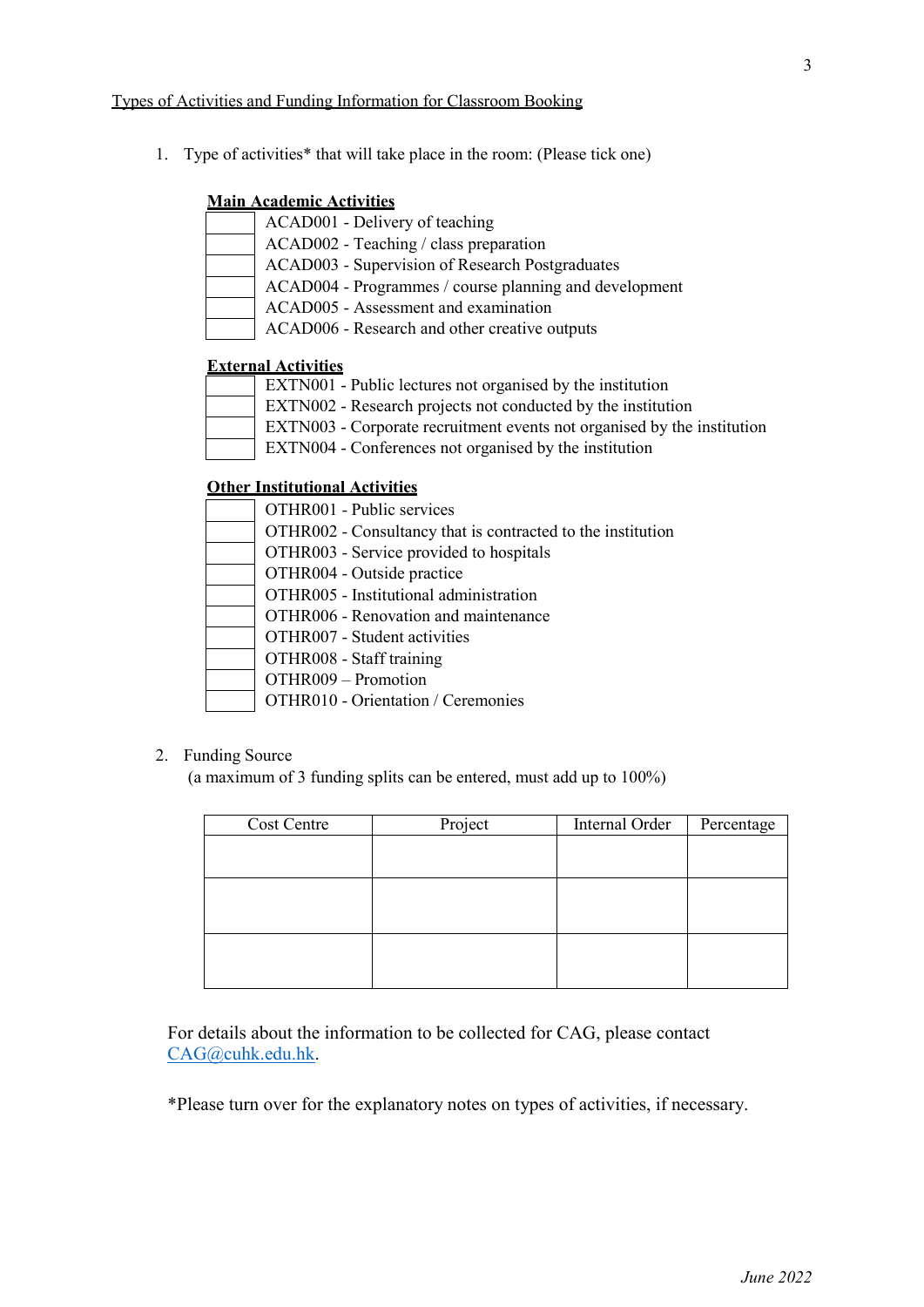Types of Activities and Funding Information for Classroom Booking

1. Type of activities* that will take place in the room: (Please tick one)

**Main Academic Activities**

- [ ] ACAD001 - Delivery of teaching
- [ ] ACAD002 - Teaching / class preparation
- [ ] ACAD003 - Supervision of Research Postgraduates
- [ ] ACAD004 - Programmes / course planning and development
- [ ] ACAD005 - Assessment and examination
- [ ] ACAD006 - Research and other creative outputs

**External Activities**

- [ ] EXTN001 - Public lectures not organised by the institution
- [ ] EXTN002 - Research projects not conducted by the institution
- [ ] EXTN003 - Corporate recruitment events not organised by the institution
- [ ] EXTN004 - Conferences not organised by the institution

**Other Institutional Activities**

- [ ] OTHR001 - Public services
- [ ] OTHR002 - Consultancy that is contracted to the institution
- [ ] OTHR003 - Service provided to hospitals
- [ ] OTHR004 - Outside practice
- [ ] OTHR005 - Institutional administration
- [ ] OTHR006 - Renovation and maintenance
- [ ] OTHR007 - Student activities
- [ ] OTHR008 - Staff training
- [ ] OTHR009 – Promotion
- [ ] OTHR010 - Orientation / Ceremonies

2. Funding Source
   (a maximum of 3 funding splits can be entered, must add up to 100%)

| Cost Centre | Project | Internal Order | Percentage |
|---|---|---|---|
| | | | |
| | | | |
| | | | |

For details about the information to be collected for CAG, please contact CAG@cuhk.edu.hk.

*Please turn over for the explanatory notes on types of activities, if necessary.

*June 2022*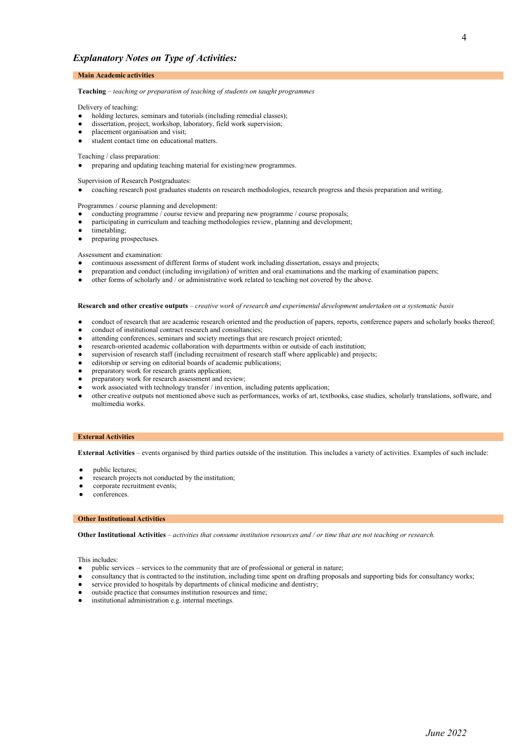## *Explanatory Notes on Type of Activities:*

### Main Academic activities

**Teaching** – *teaching or preparation of teaching of students on taught programmes*

Delivery of teaching:

- holding lectures, seminars and tutorials (including remedial classes);
- dissertation, project, workshop, laboratory, field work supervision;
- placement organisation and visit;
- student contact time on educational matters.

Teaching / class preparation:

- preparing and updating teaching material for existing/new programmes.

Supervision of Research Postgraduates:

- coaching research post graduates students on research methodologies, research progress and thesis preparation and writing.

Programmes / course planning and development:

- conducting programme / course review and preparing new programme / course proposals;
- participating in curriculum and teaching methodologies review, planning and development;
- timetabling;
- preparing prospectuses.

Assessment and examination:

- continuous assessment of different forms of student work including dissertation, essays and projects;
- preparation and conduct (including invigilation) of written and oral examinations and the marking of examination papers;
- other forms of scholarly and / or administrative work related to teaching not covered by the above.

**Research and other creative outputs** – *creative work of research and experimental development undertaken on a systematic basis*

- conduct of research that are academic research oriented and the production of papers, reports, conference papers and scholarly books thereof;
- conduct of institutional contract research and consultancies;
- attending conferences, seminars and society meetings that are research project oriented;
- research-oriented academic collaboration with departments within or outside of each institution;
- supervision of research staff (including recruitment of research staff where applicable) and projects;
- editorship or serving on editorial boards of academic publications;
- preparatory work for research grants application;
- preparatory work for research assessment and review;
- work associated with technology transfer / invention, including patents application;
- other creative outputs not mentioned above such as performances, works of art, textbooks, case studies, scholarly translations, software, and multimedia works.

### External Activities

**External Activities** – events organised by third parties outside of the institution. This includes a variety of activities. Examples of such include:

- public lectures;
- research projects not conducted by the institution;
- corporate recruitment events;
- conferences.

### Other Institutional Activities

**Other Institutional Activities** – *activities that consume institution resources and / or time that are not teaching or research.*

This includes:

- public services – services to the community that are of professional or general in nature;
- consultancy that is contracted to the institution, including time spent on drafting proposals and supporting bids for consultancy works;
- service provided to hospitals by departments of clinical medicine and dentistry;
- outside practice that consumes institution resources and time;
- institutional administration e.g. internal meetings.

*June 2022*